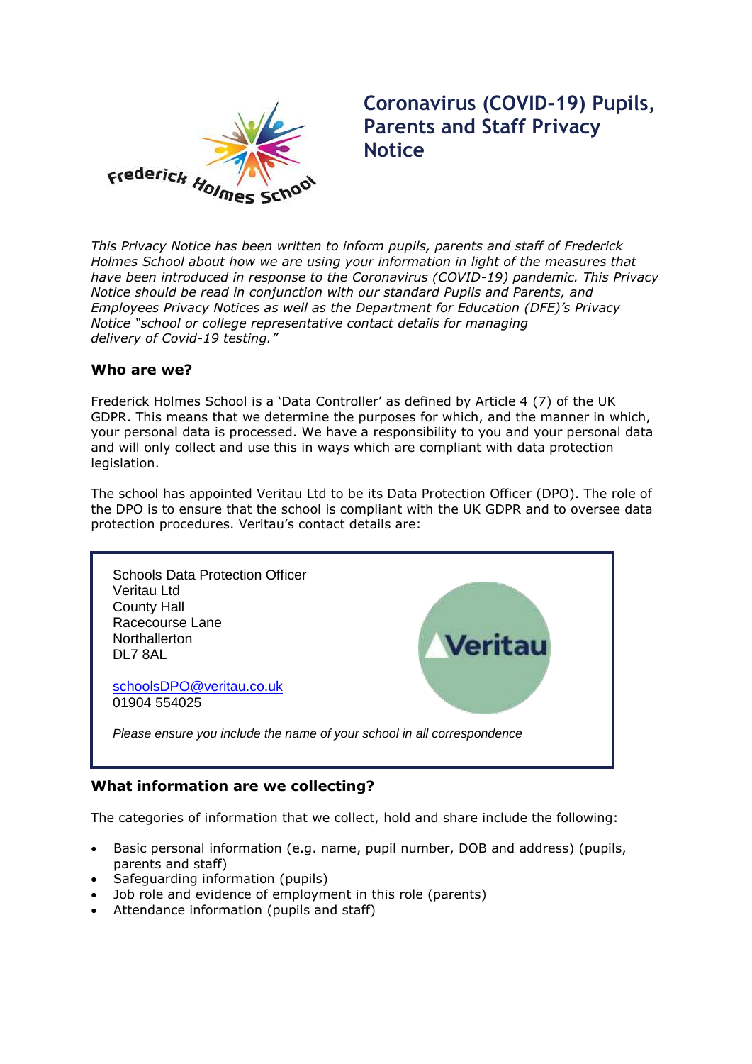# Coronavirus (COVID-19) Pupils, Parents and Staff Privacy Notice

*This Privacy Notice has been written to inform pupils, parents and staff of Frederick Holmes School about how we are using your information in light of the measures that have been introduced in response to the Coronavirus (COVID-19) pandemic. This Privacy Notice should be read in conjunction with our standard Pupils and Parents, and Employees Privacy Notices as well as the Department for Education (DFE)'s Privacy Notice "school or college representative contact details for managing delivery of Covid-19 testing."*

### Who are we?

Frederick Holmes School is a 'Data Controller' as defined by Article 4 (7) of the UK GDPR. This means that we determine the purposes for which, and the manner in which, your personal data is processed. We have a responsibility to you and your personal data and will only collect and use this in ways which are compliant with data protection legislation.

The school has appointed Veritau Ltd to be its Data Protection Officer (DPO). The role of the DPO is to ensure that the school is compliant with the UK GDPR and to oversee data protection procedures. Veritau's contact details are:

Schools Data Protection Officer
Veritau Ltd
County Hall
Racecourse Lane
Northallerton
DL7 8AL

schoolsDPO@veritau.co.uk
01904 554025

*Please ensure you include the name of your school in all correspondence*

### What information are we collecting?

The categories of information that we collect, hold and share include the following:

- Basic personal information (e.g. name, pupil number, DOB and address) (pupils, parents and staff)
- Safeguarding information (pupils)
- Job role and evidence of employment in this role (parents)
- Attendance information (pupils and staff)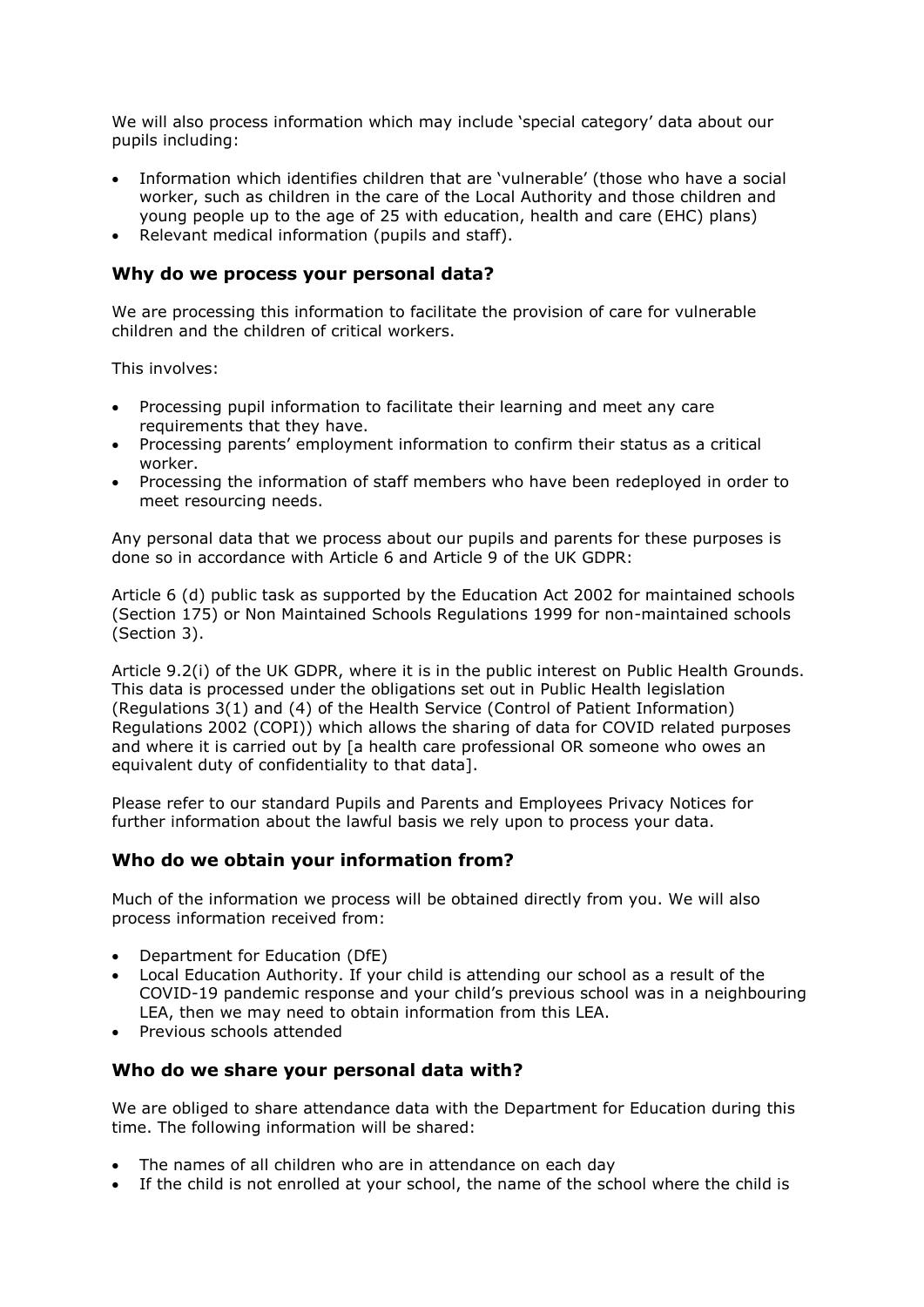We will also process information which may include 'special category' data about our pupils including:

- Information which identifies children that are 'vulnerable' (those who have a social worker, such as children in the care of the Local Authority and those children and young people up to the age of 25 with education, health and care (EHC) plans)
- Relevant medical information (pupils and staff).

### Why do we process your personal data?

We are processing this information to facilitate the provision of care for vulnerable children and the children of critical workers.

This involves:

- Processing pupil information to facilitate their learning and meet any care requirements that they have.
- Processing parents' employment information to confirm their status as a critical worker.
- Processing the information of staff members who have been redeployed in order to meet resourcing needs.

Any personal data that we process about our pupils and parents for these purposes is done so in accordance with Article 6 and Article 9 of the UK GDPR:

Article 6 (d) public task as supported by the Education Act 2002 for maintained schools (Section 175) or Non Maintained Schools Regulations 1999 for non-maintained schools (Section 3).

Article 9.2(i) of the UK GDPR, where it is in the public interest on Public Health Grounds. This data is processed under the obligations set out in Public Health legislation (Regulations 3(1) and (4) of the Health Service (Control of Patient Information) Regulations 2002 (COPI)) which allows the sharing of data for COVID related purposes and where it is carried out by [a health care professional OR someone who owes an equivalent duty of confidentiality to that data].

Please refer to our standard Pupils and Parents and Employees Privacy Notices for further information about the lawful basis we rely upon to process your data.

### Who do we obtain your information from?

Much of the information we process will be obtained directly from you. We will also process information received from:

- Department for Education (DfE)
- Local Education Authority. If your child is attending our school as a result of the COVID-19 pandemic response and your child's previous school was in a neighbouring LEA, then we may need to obtain information from this LEA.
- Previous schools attended

### Who do we share your personal data with?

We are obliged to share attendance data with the Department for Education during this time. The following information will be shared:

- The names of all children who are in attendance on each day
- If the child is not enrolled at your school, the name of the school where the child is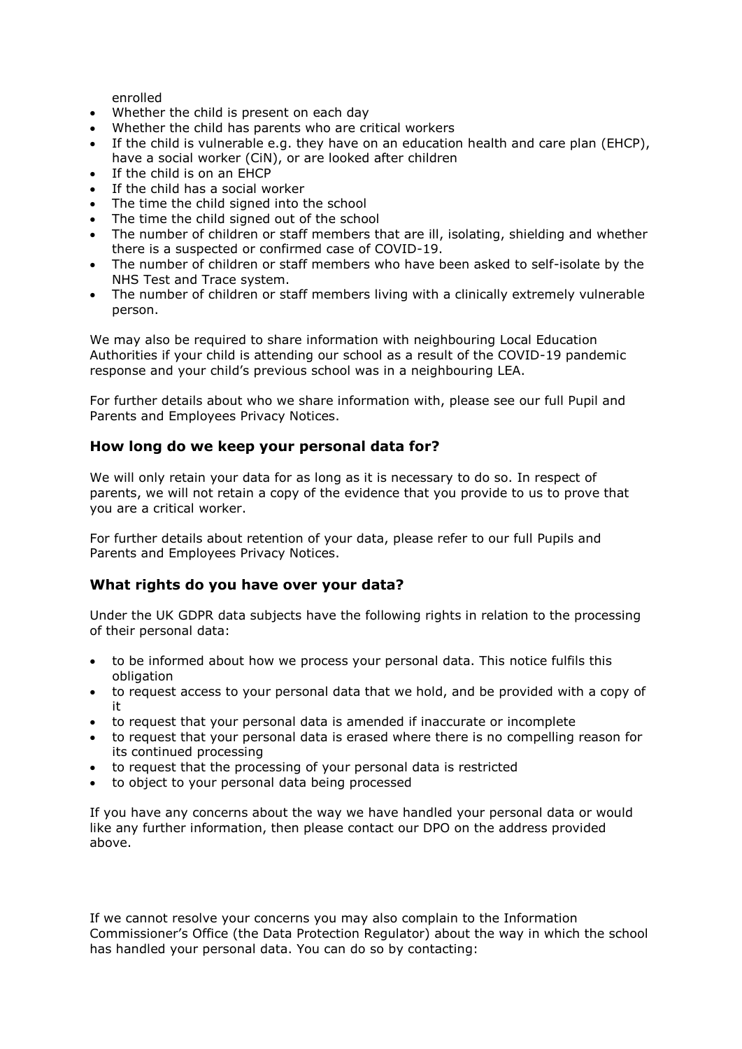enrolled

- Whether the child is present on each day
- Whether the child has parents who are critical workers
- If the child is vulnerable e.g. they have on an education health and care plan (EHCP), have a social worker (CiN), or are looked after children
- If the child is on an EHCP
- If the child has a social worker
- The time the child signed into the school
- The time the child signed out of the school
- The number of children or staff members that are ill, isolating, shielding and whether there is a suspected or confirmed case of COVID-19.
- The number of children or staff members who have been asked to self-isolate by the NHS Test and Trace system.
- The number of children or staff members living with a clinically extremely vulnerable person.

We may also be required to share information with neighbouring Local Education Authorities if your child is attending our school as a result of the COVID-19 pandemic response and your child's previous school was in a neighbouring LEA.

For further details about who we share information with, please see our full Pupil and Parents and Employees Privacy Notices.

### How long do we keep your personal data for?

We will only retain your data for as long as it is necessary to do so. In respect of parents, we will not retain a copy of the evidence that you provide to us to prove that you are a critical worker.

For further details about retention of your data, please refer to our full Pupils and Parents and Employees Privacy Notices.

### What rights do you have over your data?

Under the UK GDPR data subjects have the following rights in relation to the processing of their personal data:

- to be informed about how we process your personal data. This notice fulfils this obligation
- to request access to your personal data that we hold, and be provided with a copy of it
- to request that your personal data is amended if inaccurate or incomplete
- to request that your personal data is erased where there is no compelling reason for its continued processing
- to request that the processing of your personal data is restricted
- to object to your personal data being processed

If you have any concerns about the way we have handled your personal data or would like any further information, then please contact our DPO on the address provided above.

If we cannot resolve your concerns you may also complain to the Information Commissioner's Office (the Data Protection Regulator) about the way in which the school has handled your personal data. You can do so by contacting: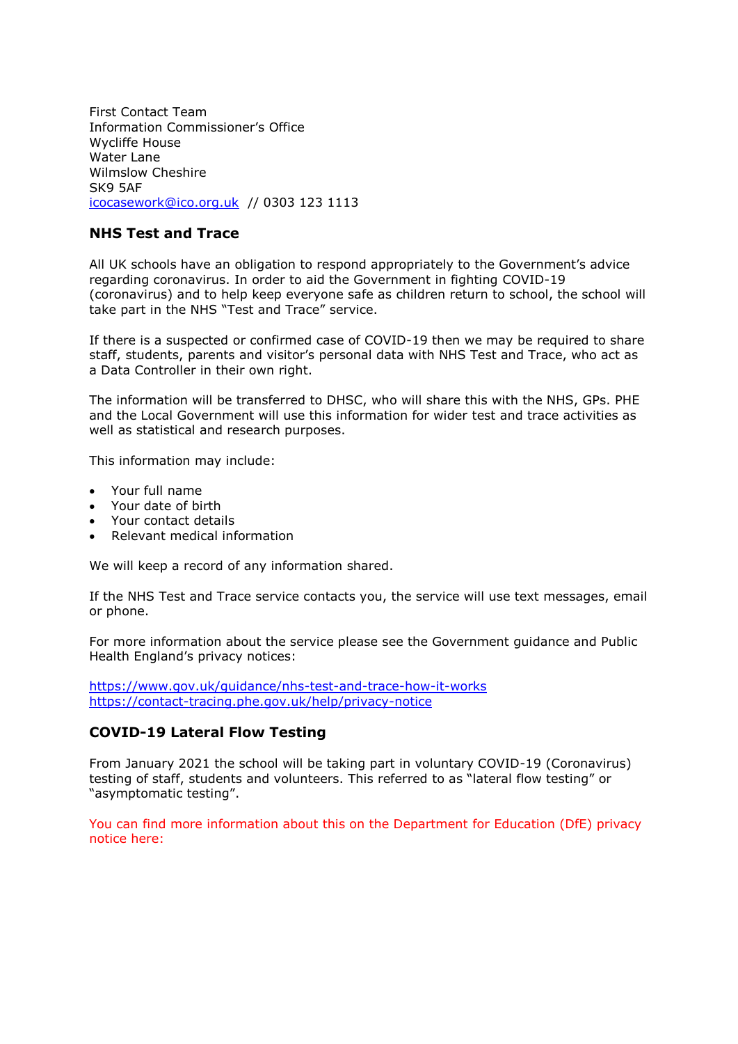First Contact Team
Information Commissioner's Office
Wycliffe House
Water Lane
Wilmslow Cheshire
SK9 5AF
icocasework@ico.org.uk // 0303 123 1113

## NHS Test and Trace

All UK schools have an obligation to respond appropriately to the Government's advice regarding coronavirus. In order to aid the Government in fighting COVID-19 (coronavirus) and to help keep everyone safe as children return to school, the school will take part in the NHS "Test and Trace" service.

If there is a suspected or confirmed case of COVID-19 then we may be required to share staff, students, parents and visitor's personal data with NHS Test and Trace, who act as a Data Controller in their own right.

The information will be transferred to DHSC, who will share this with the NHS, GPs. PHE and the Local Government will use this information for wider test and trace activities as well as statistical and research purposes.

This information may include:

- Your full name
- Your date of birth
- Your contact details
- Relevant medical information

We will keep a record of any information shared.

If the NHS Test and Trace service contacts you, the service will use text messages, email or phone.

For more information about the service please see the Government guidance and Public Health England's privacy notices:

https://www.gov.uk/guidance/nhs-test-and-trace-how-it-works
https://contact-tracing.phe.gov.uk/help/privacy-notice

## COVID-19 Lateral Flow Testing

From January 2021 the school will be taking part in voluntary COVID-19 (Coronavirus) testing of staff, students and volunteers. This referred to as "lateral flow testing" or "asymptomatic testing".

You can find more information about this on the Department for Education (DfE) privacy notice here: